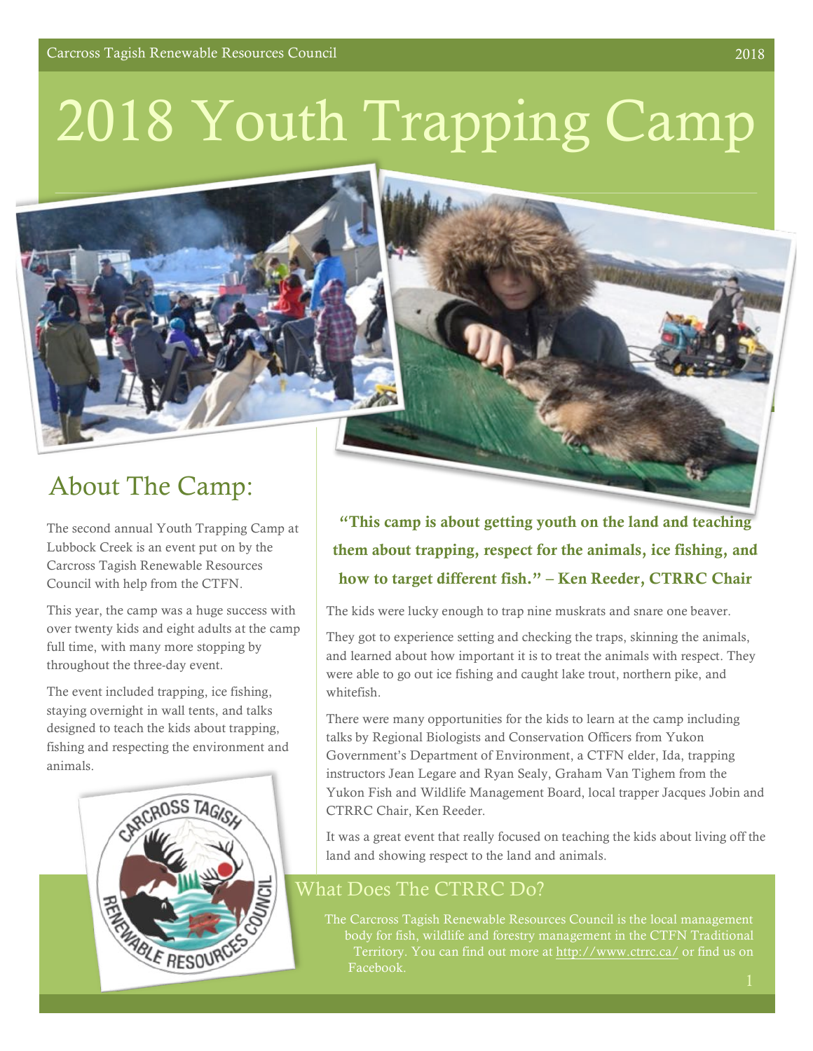# 2018 Youth Trapping Camp

## About The Camp:

The second annual Youth Trapping Camp at Lubbock Creek is an event put on by the Carcross Tagish Renewable Resources Council with help from the CTFN.

This year, the camp was a huge success with over twenty kids and eight adults at the camp full time, with many more stopping by throughout the three-day event.

The event included trapping, ice fishing, staying overnight in wall tents, and talks designed to teach the kids about trapping, fishing and respecting the environment and animals.

**"This camp is about getting youth on the land and teaching them about trapping, respect for the animals, ice fishing, and how to target different fish." – Ken Reeder, CTRRC Chair**

The kids were lucky enough to trap nine muskrats and snare one beaver.

They got to experience setting and checking the traps, skinning the animals, and learned about how important it is to treat the animals with respect. They were able to go out ice fishing and caught lake trout, northern pike, and whitefish.

There were many opportunities for the kids to learn at the camp including talks by Regional Biologists and Conservation Officers from Yukon Government's Department of Environment, a CTFN elder, Ida, trapping instructors Jean Legare and Ryan Sealy, Graham Van Tighem from the Yukon Fish and Wildlife Management Board, local trapper Jacques Jobin and CTRRC Chair, Ken Reeder.

It was a great event that really focused on teaching the kids about living off the land and showing respect to the land and animals.

## What Does The CTRRC Do?

The Carcross Tagish Renewable Resources Council is the local management body for fish, wildlife and forestry management in the CTFN Traditional Territory. You can find out more at http://www.ctrrc.ca/ or find us on Facebook.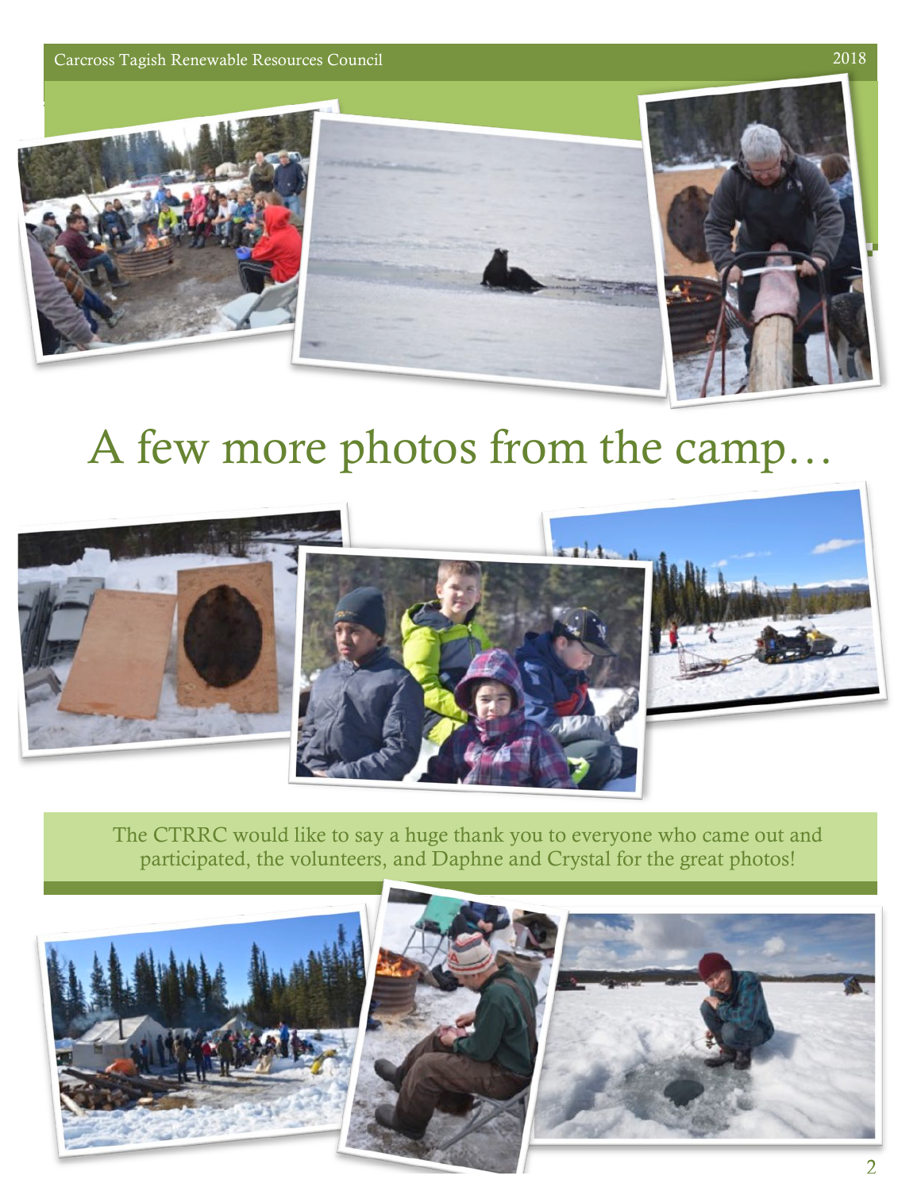# A few more photos from the camp…

The CTRRC would like to say a huge thank you to everyone who came out and participated, the volunteers, and Daphne and Crystal for the great photos!